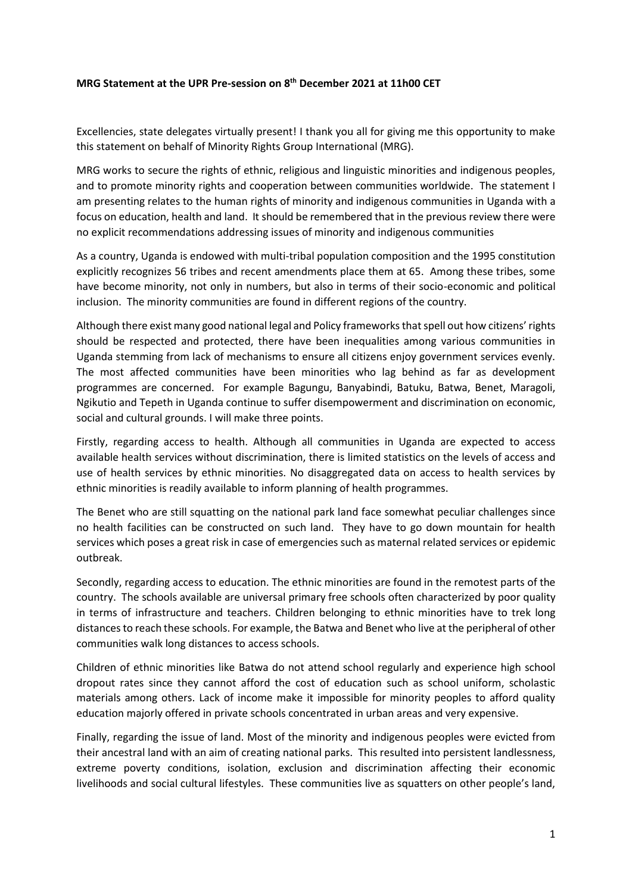**MRG Statement at the UPR Pre-session on 8th December 2021 at 11h00 CET**

Excellencies, state delegates virtually present! I thank you all for giving me this opportunity to make this statement on behalf of Minority Rights Group International (MRG).

MRG works to secure the rights of ethnic, religious and linguistic minorities and indigenous peoples, and to promote minority rights and cooperation between communities worldwide. The statement I am presenting relates to the human rights of minority and indigenous communities in Uganda with a focus on education, health and land. It should be remembered that in the previous review there were no explicit recommendations addressing issues of minority and indigenous communities

As a country, Uganda is endowed with multi-tribal population composition and the 1995 constitution explicitly recognizes 56 tribes and recent amendments place them at 65. Among these tribes, some have become minority, not only in numbers, but also in terms of their socio-economic and political inclusion. The minority communities are found in different regions of the country.

Although there exist many good national legal and Policy frameworks that spell out how citizens' rights should be respected and protected, there have been inequalities among various communities in Uganda stemming from lack of mechanisms to ensure all citizens enjoy government services evenly. The most affected communities have been minorities who lag behind as far as development programmes are concerned. For example Bagungu, Banyabindi, Batuku, Batwa, Benet, Maragoli, Ngikutio and Tepeth in Uganda continue to suffer disempowerment and discrimination on economic, social and cultural grounds. I will make three points.

Firstly, regarding access to health. Although all communities in Uganda are expected to access available health services without discrimination, there is limited statistics on the levels of access and use of health services by ethnic minorities. No disaggregated data on access to health services by ethnic minorities is readily available to inform planning of health programmes.

The Benet who are still squatting on the national park land face somewhat peculiar challenges since no health facilities can be constructed on such land. They have to go down mountain for health services which poses a great risk in case of emergencies such as maternal related services or epidemic outbreak.

Secondly, regarding access to education. The ethnic minorities are found in the remotest parts of the country. The schools available are universal primary free schools often characterized by poor quality in terms of infrastructure and teachers. Children belonging to ethnic minorities have to trek long distances to reach these schools. For example, the Batwa and Benet who live at the peripheral of other communities walk long distances to access schools.

Children of ethnic minorities like Batwa do not attend school regularly and experience high school dropout rates since they cannot afford the cost of education such as school uniform, scholastic materials among others. Lack of income make it impossible for minority peoples to afford quality education majorly offered in private schools concentrated in urban areas and very expensive.

Finally, regarding the issue of land. Most of the minority and indigenous peoples were evicted from their ancestral land with an aim of creating national parks. This resulted into persistent landlessness, extreme poverty conditions, isolation, exclusion and discrimination affecting their economic livelihoods and social cultural lifestyles. These communities live as squatters on other people's land,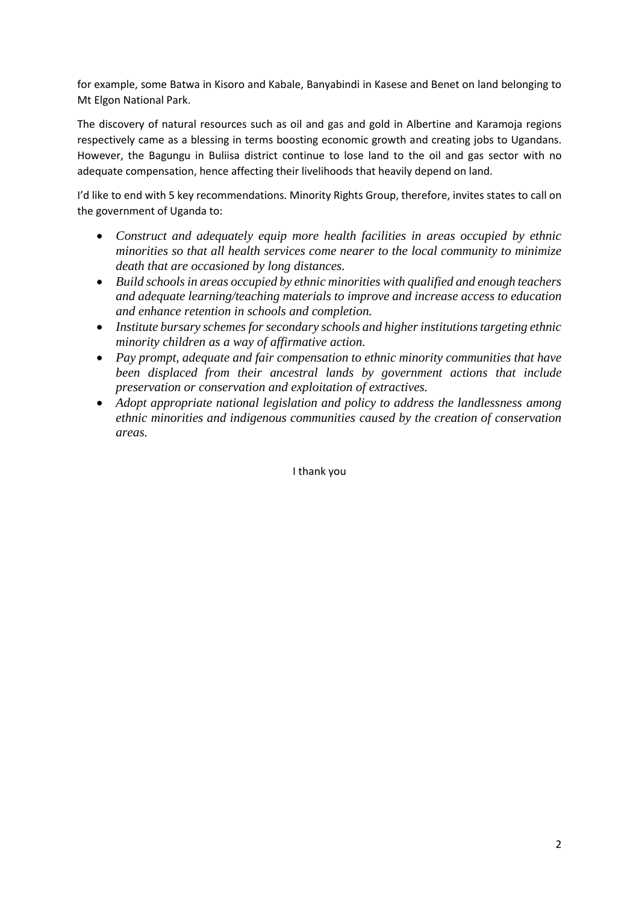for example, some Batwa in Kisoro and Kabale, Banyabindi in Kasese and Benet on land belonging to Mt Elgon National Park.

The discovery of natural resources such as oil and gas and gold in Albertine and Karamoja regions respectively came as a blessing in terms boosting economic growth and creating jobs to Ugandans. However, the Bagungu in Buliisa district continue to lose land to the oil and gas sector with no adequate compensation, hence affecting their livelihoods that heavily depend on land.

I'd like to end with 5 key recommendations. Minority Rights Group, therefore, invites states to call on the government of Uganda to:

- *Construct and adequately equip more health facilities in areas occupied by ethnic minorities so that all health services come nearer to the local community to minimize death that are occasioned by long distances.*
- *Build schools in areas occupied by ethnic minorities with qualified and enough teachers and adequate learning/teaching materials to improve and increase access to education and enhance retention in schools and completion.*
- *Institute bursary schemes for secondary schools and higher institutions targeting ethnic minority children as a way of affirmative action.*
- *Pay prompt, adequate and fair compensation to ethnic minority communities that have been displaced from their ancestral lands by government actions that include preservation or conservation and exploitation of extractives.*
- *Adopt appropriate national legislation and policy to address the landlessness among ethnic minorities and indigenous communities caused by the creation of conservation areas.*

I thank you